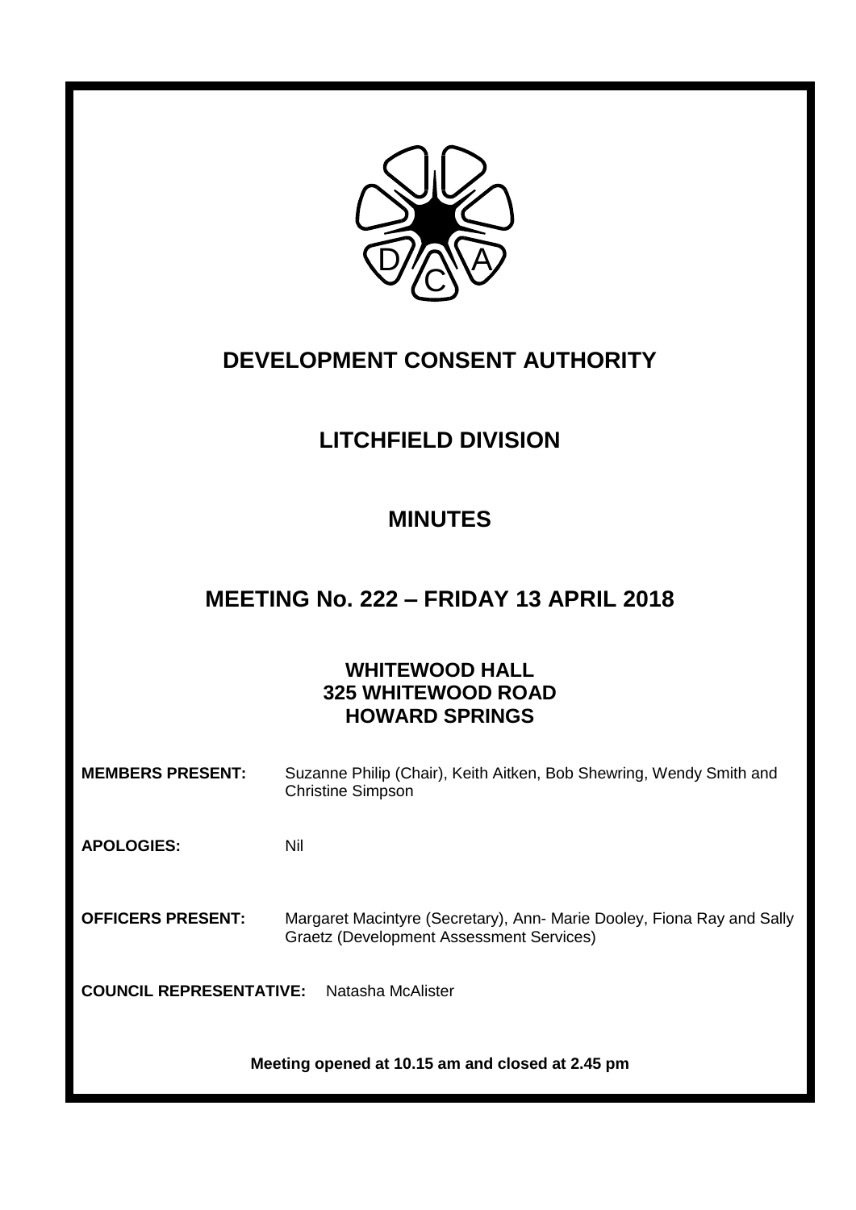# DEVELOPMENT CONSENT AUTHORITY

## LITCHFIELD DIVISION

## MINUTES

## MEETING No. 222 – FRIDAY 13 APRIL 2018

**WHITEWOOD HALL**
**325 WHITEWOOD ROAD**
**HOWARD SPRINGS**

**MEMBERS PRESENT:** Suzanne Philip (Chair), Keith Aitken, Bob Shewring, Wendy Smith and Christine Simpson

**APOLOGIES:** Nil

**OFFICERS PRESENT:** Margaret Macintyre (Secretary), Ann- Marie Dooley, Fiona Ray and Sally Graetz (Development Assessment Services)

**COUNCIL REPRESENTATIVE:** Natasha McAlister

**Meeting opened at 10.15 am and closed at 2.45 pm**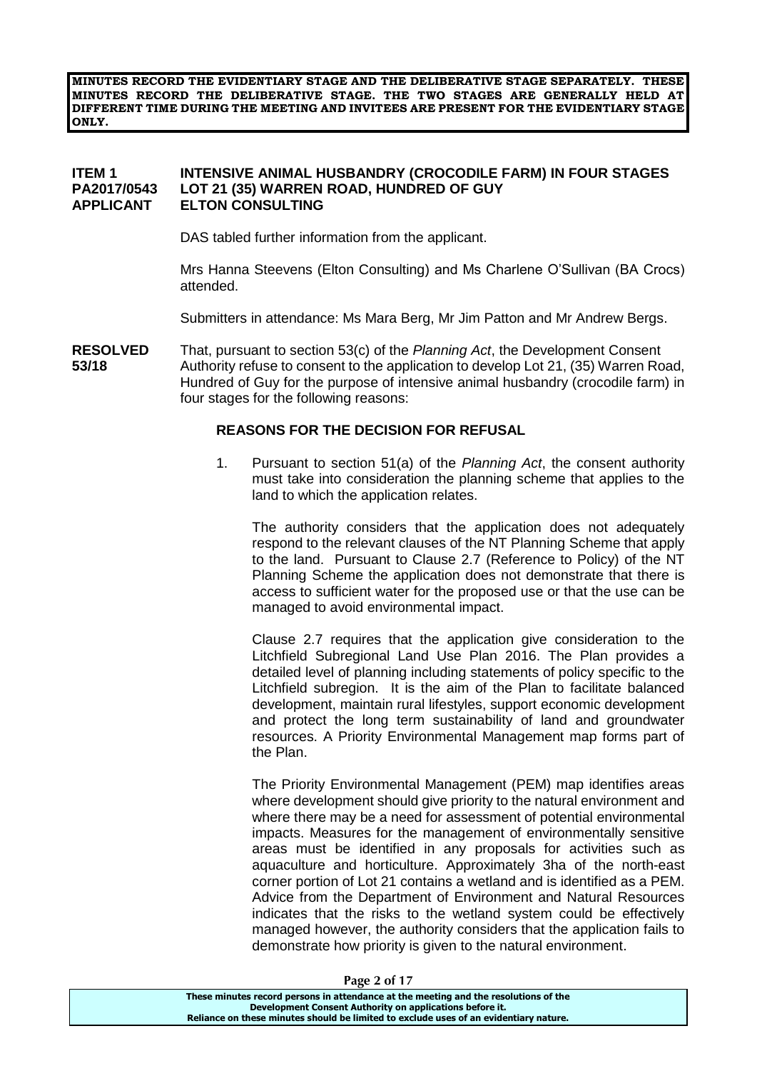**MINUTES RECORD THE EVIDENTIARY STAGE AND THE DELIBERATIVE STAGE SEPARATELY. THESE MINUTES RECORD THE DELIBERATIVE STAGE. THE TWO STAGES ARE GENERALLY HELD AT DIFFERENT TIME DURING THE MEETING AND INVITEES ARE PRESENT FOR THE EVIDENTIARY STAGE ONLY.**

**ITEM 1** **INTENSIVE ANIMAL HUSBANDRY (CROCODILE FARM) IN FOUR STAGES**
**PA2017/0543** **LOT 21 (35) WARREN ROAD, HUNDRED OF GUY**
**APPLICANT** **ELTON CONSULTING**

DAS tabled further information from the applicant.

Mrs Hanna Steevens (Elton Consulting) and Ms Charlene O'Sullivan (BA Crocs) attended.

Submitters in attendance: Ms Mara Berg, Mr Jim Patton and Mr Andrew Bergs.

**RESOLVED 53/18** That, pursuant to section 53(c) of the *Planning Act*, the Development Consent Authority refuse to consent to the application to develop Lot 21, (35) Warren Road, Hundred of Guy for the purpose of intensive animal husbandry (crocodile farm) in four stages for the following reasons:

**REASONS FOR THE DECISION FOR REFUSAL**

1. Pursuant to section 51(a) of the *Planning Act*, the consent authority must take into consideration the planning scheme that applies to the land to which the application relates.

   The authority considers that the application does not adequately respond to the relevant clauses of the NT Planning Scheme that apply to the land. Pursuant to Clause 2.7 (Reference to Policy) of the NT Planning Scheme the application does not demonstrate that there is access to sufficient water for the proposed use or that the use can be managed to avoid environmental impact.

   Clause 2.7 requires that the application give consideration to the Litchfield Subregional Land Use Plan 2016. The Plan provides a detailed level of planning including statements of policy specific to the Litchfield subregion. It is the aim of the Plan to facilitate balanced development, maintain rural lifestyles, support economic development and protect the long term sustainability of land and groundwater resources. A Priority Environmental Management map forms part of the Plan.

   The Priority Environmental Management (PEM) map identifies areas where development should give priority to the natural environment and where there may be a need for assessment of potential environmental impacts. Measures for the management of environmentally sensitive areas must be identified in any proposals for activities such as aquaculture and horticulture. Approximately 3ha of the north-east corner portion of Lot 21 contains a wetland and is identified as a PEM. Advice from the Department of Environment and Natural Resources indicates that the risks to the wetland system could be effectively managed however, the authority considers that the application fails to demonstrate how priority is given to the natural environment.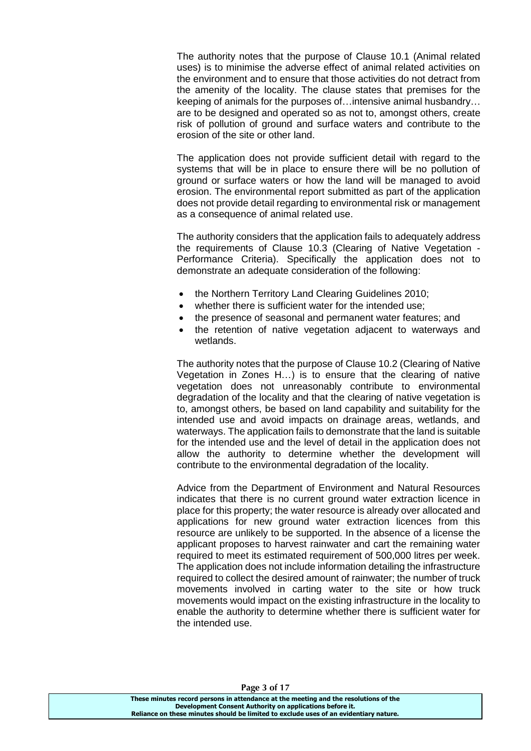The authority notes that the purpose of Clause 10.1 (Animal related uses) is to minimise the adverse effect of animal related activities on the environment and to ensure that those activities do not detract from the amenity of the locality. The clause states that premises for the keeping of animals for the purposes of…intensive animal husbandry… are to be designed and operated so as not to, amongst others, create risk of pollution of ground and surface waters and contribute to the erosion of the site or other land.

The application does not provide sufficient detail with regard to the systems that will be in place to ensure there will be no pollution of ground or surface waters or how the land will be managed to avoid erosion. The environmental report submitted as part of the application does not provide detail regarding to environmental risk or management as a consequence of animal related use.

The authority considers that the application fails to adequately address the requirements of Clause 10.3 (Clearing of Native Vegetation - Performance Criteria). Specifically the application does not to demonstrate an adequate consideration of the following:

- the Northern Territory Land Clearing Guidelines 2010;
- whether there is sufficient water for the intended use;
- the presence of seasonal and permanent water features; and
- the retention of native vegetation adjacent to waterways and wetlands.

The authority notes that the purpose of Clause 10.2 (Clearing of Native Vegetation in Zones H…) is to ensure that the clearing of native vegetation does not unreasonably contribute to environmental degradation of the locality and that the clearing of native vegetation is to, amongst others, be based on land capability and suitability for the intended use and avoid impacts on drainage areas, wetlands, and waterways. The application fails to demonstrate that the land is suitable for the intended use and the level of detail in the application does not allow the authority to determine whether the development will contribute to the environmental degradation of the locality.

Advice from the Department of Environment and Natural Resources indicates that there is no current ground water extraction licence in place for this property; the water resource is already over allocated and applications for new ground water extraction licences from this resource are unlikely to be supported. In the absence of a license the applicant proposes to harvest rainwater and cart the remaining water required to meet its estimated requirement of 500,000 litres per week. The application does not include information detailing the infrastructure required to collect the desired amount of rainwater; the number of truck movements involved in carting water to the site or how truck movements would impact on the existing infrastructure in the locality to enable the authority to determine whether there is sufficient water for the intended use.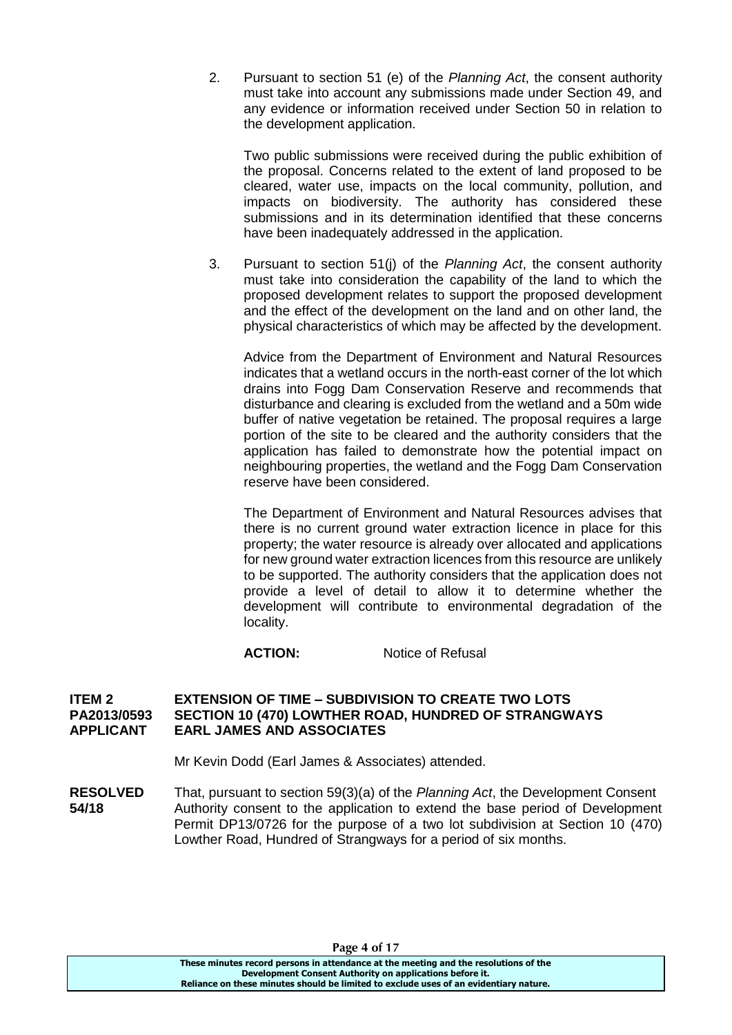2. Pursuant to section 51 (e) of the *Planning Act*, the consent authority must take into account any submissions made under Section 49, and any evidence or information received under Section 50 in relation to the development application.

   Two public submissions were received during the public exhibition of the proposal. Concerns related to the extent of land proposed to be cleared, water use, impacts on the local community, pollution, and impacts on biodiversity. The authority has considered these submissions and in its determination identified that these concerns have been inadequately addressed in the application.

3. Pursuant to section 51(j) of the *Planning Act*, the consent authority must take into consideration the capability of the land to which the proposed development relates to support the proposed development and the effect of the development on the land and on other land, the physical characteristics of which may be affected by the development.

   Advice from the Department of Environment and Natural Resources indicates that a wetland occurs in the north-east corner of the lot which drains into Fogg Dam Conservation Reserve and recommends that disturbance and clearing is excluded from the wetland and a 50m wide buffer of native vegetation be retained. The proposal requires a large portion of the site to be cleared and the authority considers that the application has failed to demonstrate how the potential impact on neighbouring properties, the wetland and the Fogg Dam Conservation reserve have been considered.

   The Department of Environment and Natural Resources advises that there is no current ground water extraction licence in place for this property; the water resource is already over allocated and applications for new ground water extraction licences from this resource are unlikely to be supported. The authority considers that the application does not provide a level of detail to allow it to determine whether the development will contribute to environmental degradation of the locality.

   **ACTION:** Notice of Refusal

**ITEM 2 EXTENSION OF TIME – SUBDIVISION TO CREATE TWO LOTS**
**PA2013/0593 SECTION 10 (470) LOWTHER ROAD, HUNDRED OF STRANGWAYS**
**APPLICANT EARL JAMES AND ASSOCIATES**

Mr Kevin Dodd (Earl James & Associates) attended.

**RESOLVED 54/18** That, pursuant to section 59(3)(a) of the *Planning Act*, the Development Consent Authority consent to the application to extend the base period of Development Permit DP13/0726 for the purpose of a two lot subdivision at Section 10 (470) Lowther Road, Hundred of Strangways for a period of six months.

These minutes record persons in attendance at the meeting and the resolutions of the Development Consent Authority on applications before it. Reliance on these minutes should be limited to exclude uses of an evidentiary nature.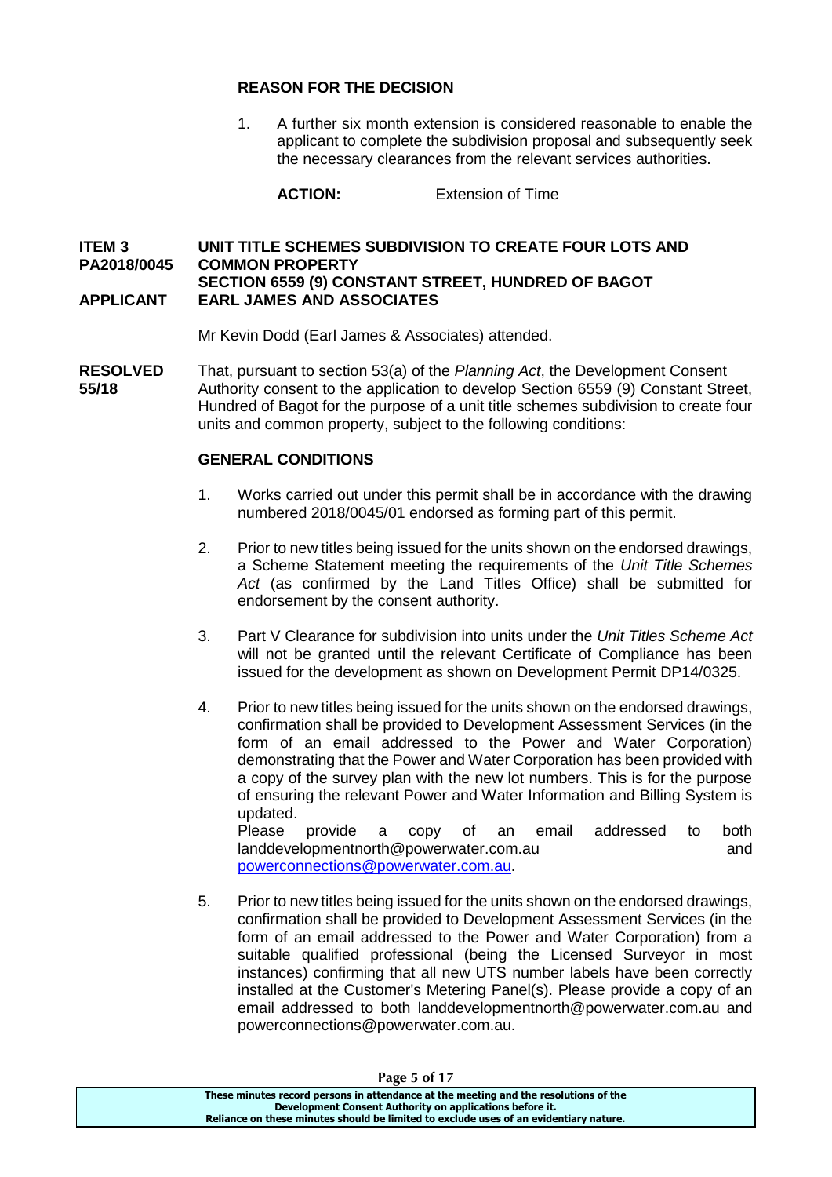**REASON FOR THE DECISION**

1. A further six month extension is considered reasonable to enable the applicant to complete the subdivision proposal and subsequently seek the necessary clearances from the relevant services authorities.

**ACTION:** Extension of Time

**ITEM 3 PA2018/0045** **UNIT TITLE SCHEMES SUBDIVISION TO CREATE FOUR LOTS AND COMMON PROPERTY**
**SECTION 6559 (9) CONSTANT STREET, HUNDRED OF BAGOT**
**APPLICANT** **EARL JAMES AND ASSOCIATES**

Mr Kevin Dodd (Earl James & Associates) attended.

**RESOLVED 55/18** That, pursuant to section 53(a) of the *Planning Act*, the Development Consent Authority consent to the application to develop Section 6559 (9) Constant Street, Hundred of Bagot for the purpose of a unit title schemes subdivision to create four units and common property, subject to the following conditions:

**GENERAL CONDITIONS**

1. Works carried out under this permit shall be in accordance with the drawing numbered 2018/0045/01 endorsed as forming part of this permit.

2. Prior to new titles being issued for the units shown on the endorsed drawings, a Scheme Statement meeting the requirements of the *Unit Title Schemes Act* (as confirmed by the Land Titles Office) shall be submitted for endorsement by the consent authority.

3. Part V Clearance for subdivision into units under the *Unit Titles Scheme Act* will not be granted until the relevant Certificate of Compliance has been issued for the development as shown on Development Permit DP14/0325.

4. Prior to new titles being issued for the units shown on the endorsed drawings, confirmation shall be provided to Development Assessment Services (in the form of an email addressed to the Power and Water Corporation) demonstrating that the Power and Water Corporation has been provided with a copy of the survey plan with the new lot numbers. This is for the purpose of ensuring the relevant Power and Water Information and Billing System is updated.
Please provide a copy of an email addressed to both landdevelopmentnorth@powerwater.com.au and powerconnections@powerwater.com.au.

5. Prior to new titles being issued for the units shown on the endorsed drawings, confirmation shall be provided to Development Assessment Services (in the form of an email addressed to the Power and Water Corporation) from a suitable qualified professional (being the Licensed Surveyor in most instances) confirming that all new UTS number labels have been correctly installed at the Customer's Metering Panel(s). Please provide a copy of an email addressed to both landdevelopmentnorth@powerwater.com.au and powerconnections@powerwater.com.au.

These minutes record persons in attendance at the meeting and the resolutions of the Development Consent Authority on applications before it.
Reliance on these minutes should be limited to exclude uses of an evidentiary nature.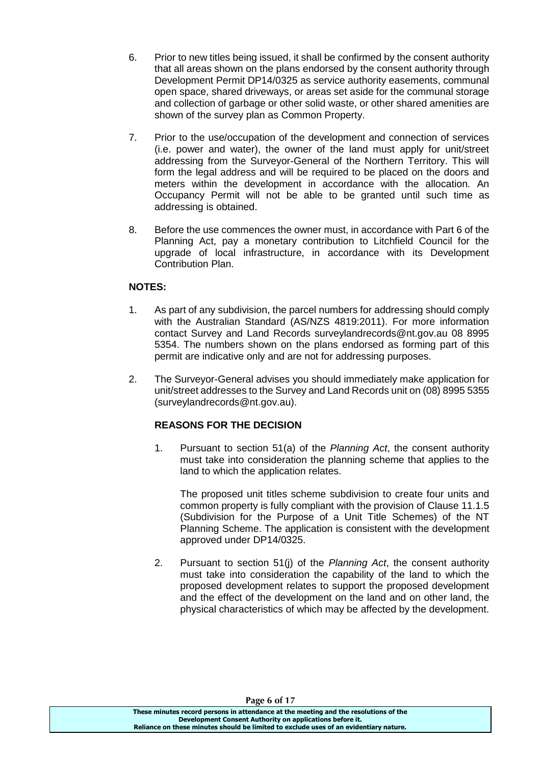6. Prior to new titles being issued, it shall be confirmed by the consent authority that all areas shown on the plans endorsed by the consent authority through Development Permit DP14/0325 as service authority easements, communal open space, shared driveways, or areas set aside for the communal storage and collection of garbage or other solid waste, or other shared amenities are shown of the survey plan as Common Property.

7. Prior to the use/occupation of the development and connection of services (i.e. power and water), the owner of the land must apply for unit/street addressing from the Surveyor-General of the Northern Territory. This will form the legal address and will be required to be placed on the doors and meters within the development in accordance with the allocation. An Occupancy Permit will not be able to be granted until such time as addressing is obtained.

8. Before the use commences the owner must, in accordance with Part 6 of the Planning Act, pay a monetary contribution to Litchfield Council for the upgrade of local infrastructure, in accordance with its Development Contribution Plan.

**NOTES:**

1. As part of any subdivision, the parcel numbers for addressing should comply with the Australian Standard (AS/NZS 4819:2011). For more information contact Survey and Land Records surveylandrecords@nt.gov.au 08 8995 5354. The numbers shown on the plans endorsed as forming part of this permit are indicative only and are not for addressing purposes.

2. The Surveyor-General advises you should immediately make application for unit/street addresses to the Survey and Land Records unit on (08) 8995 5355 (surveylandrecords@nt.gov.au).

**REASONS FOR THE DECISION**

1. Pursuant to section 51(a) of the *Planning Act*, the consent authority must take into consideration the planning scheme that applies to the land to which the application relates.

   The proposed unit titles scheme subdivision to create four units and common property is fully compliant with the provision of Clause 11.1.5 (Subdivision for the Purpose of a Unit Title Schemes) of the NT Planning Scheme. The application is consistent with the development approved under DP14/0325.

2. Pursuant to section 51(j) of the *Planning Act*, the consent authority must take into consideration the capability of the land to which the proposed development relates to support the proposed development and the effect of the development on the land and on other land, the physical characteristics of which may be affected by the development.

These minutes record persons in attendance at the meeting and the resolutions of the Development Consent Authority on applications before it. Reliance on these minutes should be limited to exclude uses of an evidentiary nature.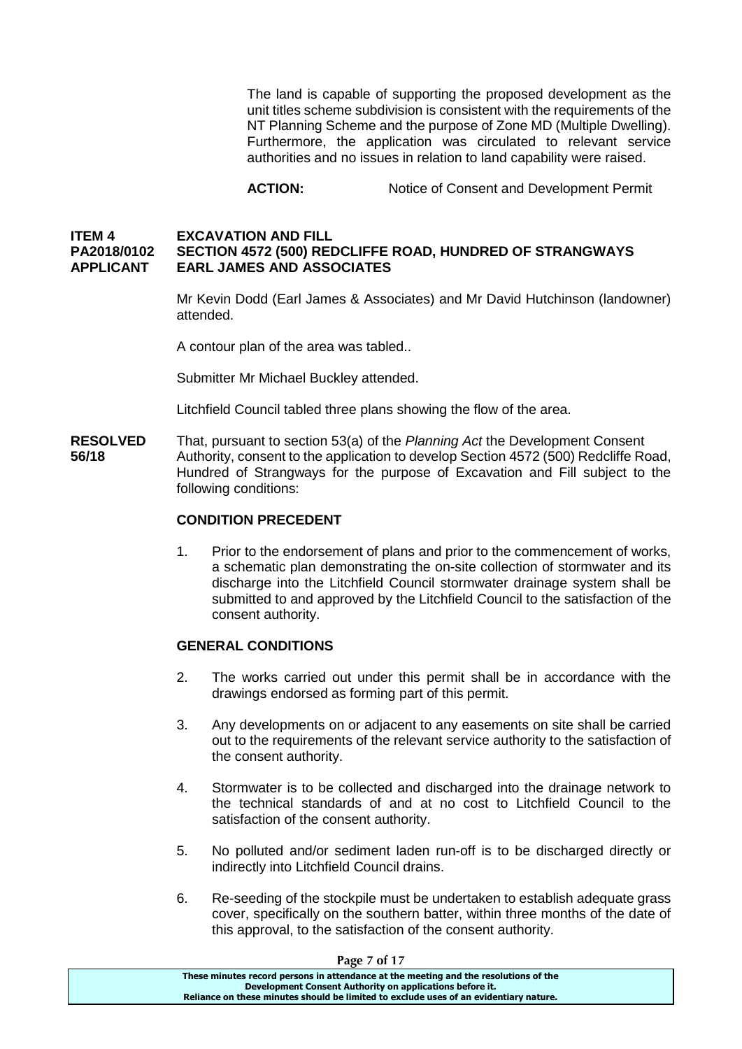The land is capable of supporting the proposed development as the unit titles scheme subdivision is consistent with the requirements of the NT Planning Scheme and the purpose of Zone MD (Multiple Dwelling). Furthermore, the application was circulated to relevant service authorities and no issues in relation to land capability were raised.

**ACTION:** Notice of Consent and Development Permit

**ITEM 4 EXCAVATION AND FILL**
**PA2018/0102 SECTION 4572 (500) REDCLIFFE ROAD, HUNDRED OF STRANGWAYS**
**APPLICANT EARL JAMES AND ASSOCIATES**

Mr Kevin Dodd (Earl James & Associates) and Mr David Hutchinson (landowner) attended.

A contour plan of the area was tabled..

Submitter Mr Michael Buckley attended.

Litchfield Council tabled three plans showing the flow of the area.

**RESOLVED 56/18**

That, pursuant to section 53(a) of the *Planning Act* the Development Consent Authority, consent to the application to develop Section 4572 (500) Redcliffe Road, Hundred of Strangways for the purpose of Excavation and Fill subject to the following conditions:

**CONDITION PRECEDENT**

1. Prior to the endorsement of plans and prior to the commencement of works, a schematic plan demonstrating the on-site collection of stormwater and its discharge into the Litchfield Council stormwater drainage system shall be submitted to and approved by the Litchfield Council to the satisfaction of the consent authority.

**GENERAL CONDITIONS**

2. The works carried out under this permit shall be in accordance with the drawings endorsed as forming part of this permit.

3. Any developments on or adjacent to any easements on site shall be carried out to the requirements of the relevant service authority to the satisfaction of the consent authority.

4. Stormwater is to be collected and discharged into the drainage network to the technical standards of and at no cost to Litchfield Council to the satisfaction of the consent authority.

5. No polluted and/or sediment laden run-off is to be discharged directly or indirectly into Litchfield Council drains.

6. Re-seeding of the stockpile must be undertaken to establish adequate grass cover, specifically on the southern batter, within three months of the date of this approval, to the satisfaction of the consent authority.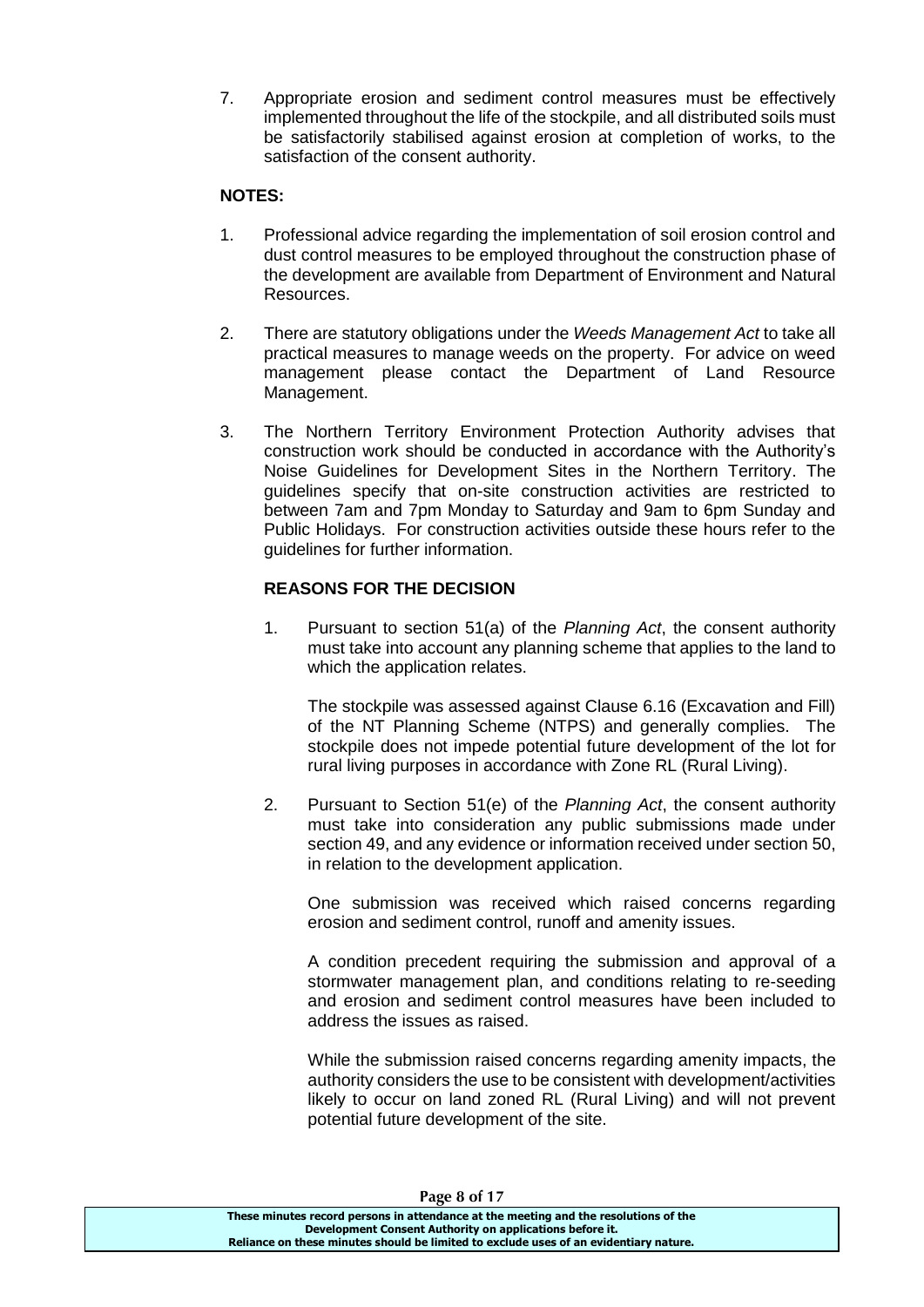7. Appropriate erosion and sediment control measures must be effectively implemented throughout the life of the stockpile, and all distributed soils must be satisfactorily stabilised against erosion at completion of works, to the satisfaction of the consent authority.

**NOTES:**

1. Professional advice regarding the implementation of soil erosion control and dust control measures to be employed throughout the construction phase of the development are available from Department of Environment and Natural Resources.

2. There are statutory obligations under the *Weeds Management Act* to take all practical measures to manage weeds on the property. For advice on weed management please contact the Department of Land Resource Management.

3. The Northern Territory Environment Protection Authority advises that construction work should be conducted in accordance with the Authority's Noise Guidelines for Development Sites in the Northern Territory. The guidelines specify that on-site construction activities are restricted to between 7am and 7pm Monday to Saturday and 9am to 6pm Sunday and Public Holidays. For construction activities outside these hours refer to the guidelines for further information.

**REASONS FOR THE DECISION**

1. Pursuant to section 51(a) of the *Planning Act*, the consent authority must take into account any planning scheme that applies to the land to which the application relates.

   The stockpile was assessed against Clause 6.16 (Excavation and Fill) of the NT Planning Scheme (NTPS) and generally complies. The stockpile does not impede potential future development of the lot for rural living purposes in accordance with Zone RL (Rural Living).

2. Pursuant to Section 51(e) of the *Planning Act*, the consent authority must take into consideration any public submissions made under section 49, and any evidence or information received under section 50, in relation to the development application.

   One submission was received which raised concerns regarding erosion and sediment control, runoff and amenity issues.

   A condition precedent requiring the submission and approval of a stormwater management plan, and conditions relating to re-seeding and erosion and sediment control measures have been included to address the issues as raised.

   While the submission raised concerns regarding amenity impacts, the authority considers the use to be consistent with development/activities likely to occur on land zoned RL (Rural Living) and will not prevent potential future development of the site.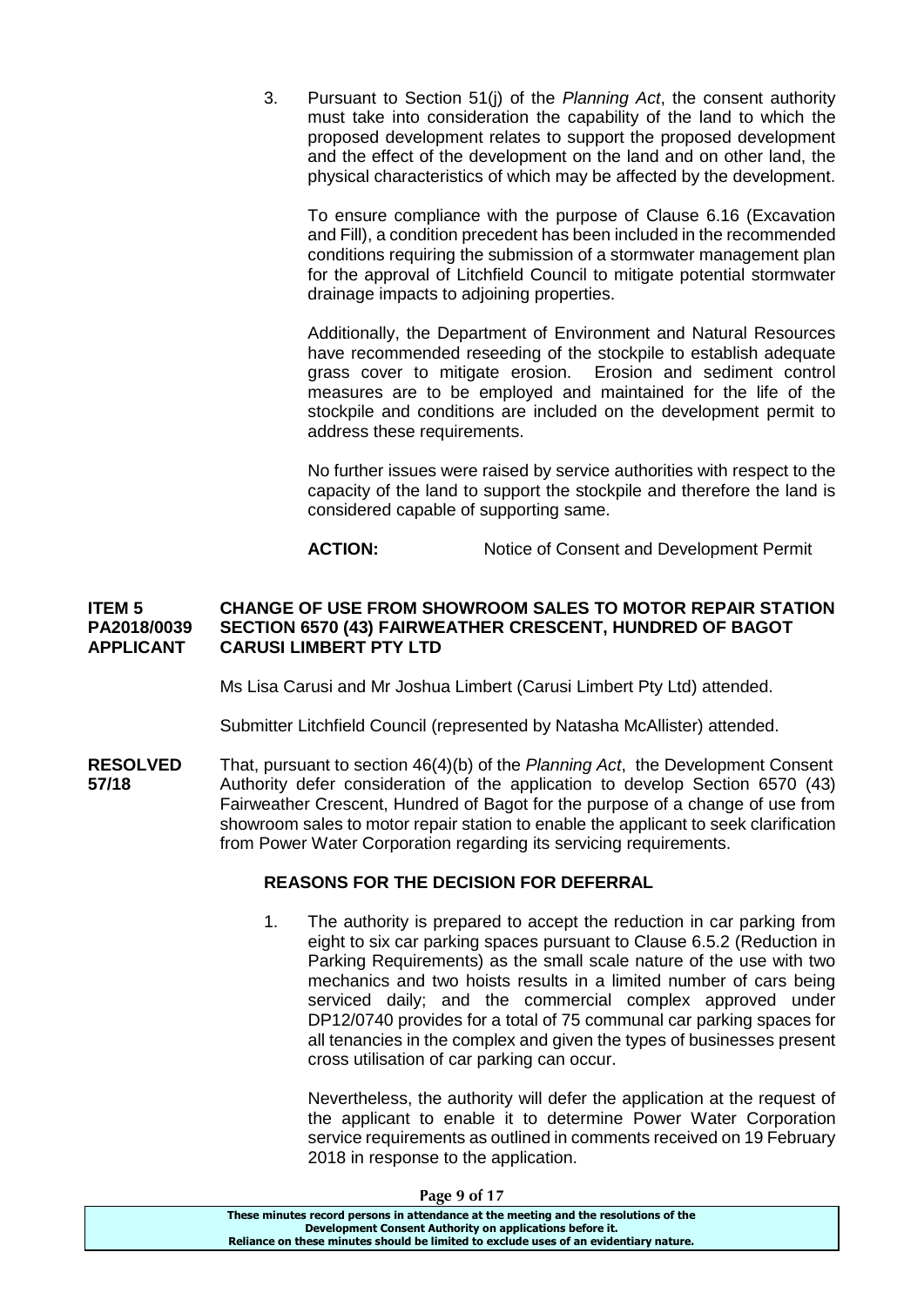3. Pursuant to Section 51(j) of the *Planning Act*, the consent authority must take into consideration the capability of the land to which the proposed development relates to support the proposed development and the effect of the development on the land and on other land, the physical characteristics of which may be affected by the development.

   To ensure compliance with the purpose of Clause 6.16 (Excavation and Fill), a condition precedent has been included in the recommended conditions requiring the submission of a stormwater management plan for the approval of Litchfield Council to mitigate potential stormwater drainage impacts to adjoining properties.

   Additionally, the Department of Environment and Natural Resources have recommended reseeding of the stockpile to establish adequate grass cover to mitigate erosion. Erosion and sediment control measures are to be employed and maintained for the life of the stockpile and conditions are included on the development permit to address these requirements.

   No further issues were raised by service authorities with respect to the capacity of the land to support the stockpile and therefore the land is considered capable of supporting same.

**ACTION:** Notice of Consent and Development Permit

**ITEM 5 — CHANGE OF USE FROM SHOWROOM SALES TO MOTOR REPAIR STATION**
**PA2018/0039 — SECTION 6570 (43) FAIRWEATHER CRESCENT, HUNDRED OF BAGOT**
**APPLICANT — CARUSI LIMBERT PTY LTD**

Ms Lisa Carusi and Mr Joshua Limbert (Carusi Limbert Pty Ltd) attended.

Submitter Litchfield Council (represented by Natasha McAllister) attended.

**RESOLVED 57/18**

That, pursuant to section 46(4)(b) of the *Planning Act*, the Development Consent Authority defer consideration of the application to develop Section 6570 (43) Fairweather Crescent, Hundred of Bagot for the purpose of a change of use from showroom sales to motor repair station to enable the applicant to seek clarification from Power Water Corporation regarding its servicing requirements.

**REASONS FOR THE DECISION FOR DEFERRAL**

1. The authority is prepared to accept the reduction in car parking from eight to six car parking spaces pursuant to Clause 6.5.2 (Reduction in Parking Requirements) as the small scale nature of the use with two mechanics and two hoists results in a limited number of cars being serviced daily; and the commercial complex approved under DP12/0740 provides for a total of 75 communal car parking spaces for all tenancies in the complex and given the types of businesses present cross utilisation of car parking can occur.

   Nevertheless, the authority will defer the application at the request of the applicant to enable it to determine Power Water Corporation service requirements as outlined in comments received on 19 February 2018 in response to the application.

These minutes record persons in attendance at the meeting and the resolutions of the Development Consent Authority on applications before it. Reliance on these minutes should be limited to exclude uses of an evidentiary nature.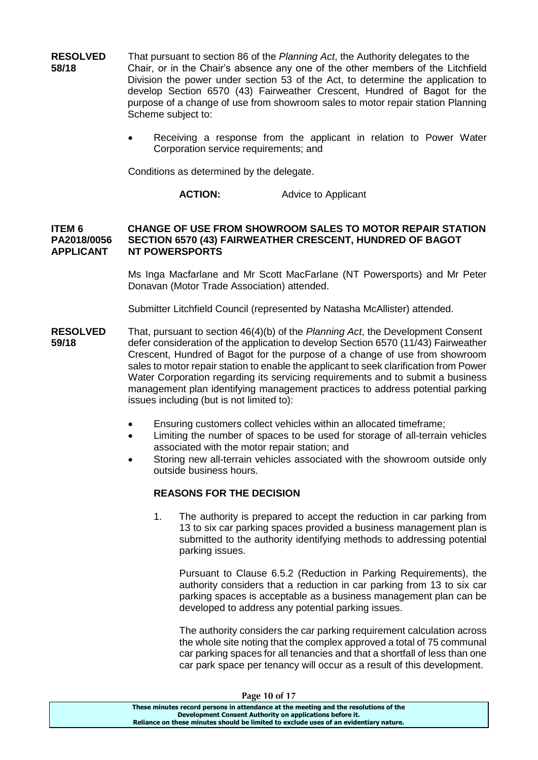**RESOLVED 58/18**

That pursuant to section 86 of the *Planning Act*, the Authority delegates to the Chair, or in the Chair's absence any one of the other members of the Litchfield Division the power under section 53 of the Act, to determine the application to develop Section 6570 (43) Fairweather Crescent, Hundred of Bagot for the purpose of a change of use from showroom sales to motor repair station Planning Scheme subject to:

- Receiving a response from the applicant in relation to Power Water Corporation service requirements; and

Conditions as determined by the delegate.

**ACTION:** Advice to Applicant

**ITEM 6 CHANGE OF USE FROM SHOWROOM SALES TO MOTOR REPAIR STATION**
**PA2018/0056 SECTION 6570 (43) FAIRWEATHER CRESCENT, HUNDRED OF BAGOT**
**APPLICANT NT POWERSPORTS**

Ms Inga Macfarlane and Mr Scott MacFarlane (NT Powersports) and Mr Peter Donavan (Motor Trade Association) attended.

Submitter Litchfield Council (represented by Natasha McAllister) attended.

**RESOLVED 59/18**

That, pursuant to section 46(4)(b) of the *Planning Act*, the Development Consent defer consideration of the application to develop Section 6570 (11/43) Fairweather Crescent, Hundred of Bagot for the purpose of a change of use from showroom sales to motor repair station to enable the applicant to seek clarification from Power Water Corporation regarding its servicing requirements and to submit a business management plan identifying management practices to address potential parking issues including (but is not limited to):

- Ensuring customers collect vehicles within an allocated timeframe;
- Limiting the number of spaces to be used for storage of all-terrain vehicles associated with the motor repair station; and
- Storing new all-terrain vehicles associated with the showroom outside only outside business hours.

**REASONS FOR THE DECISION**

1. The authority is prepared to accept the reduction in car parking from 13 to six car parking spaces provided a business management plan is submitted to the authority identifying methods to addressing potential parking issues.

   Pursuant to Clause 6.5.2 (Reduction in Parking Requirements), the authority considers that a reduction in car parking from 13 to six car parking spaces is acceptable as a business management plan can be developed to address any potential parking issues.

   The authority considers the car parking requirement calculation across the whole site noting that the complex approved a total of 75 communal car parking spaces for all tenancies and that a shortfall of less than one car park space per tenancy will occur as a result of this development.

These minutes record persons in attendance at the meeting and the resolutions of the Development Consent Authority on applications before it. Reliance on these minutes should be limited to exclude uses of an evidentiary nature.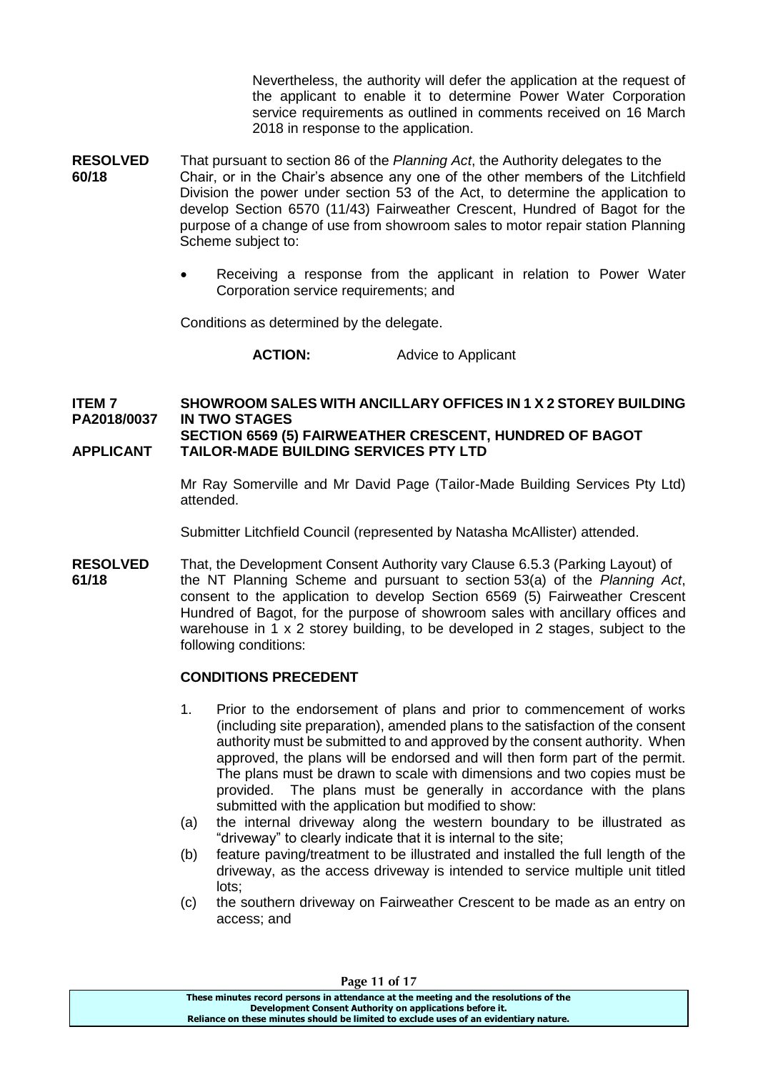Nevertheless, the authority will defer the application at the request of the applicant to enable it to determine Power Water Corporation service requirements as outlined in comments received on 16 March 2018 in response to the application.

**RESOLVED 60/18**

That pursuant to section 86 of the *Planning Act*, the Authority delegates to the Chair, or in the Chair's absence any one of the other members of the Litchfield Division the power under section 53 of the Act, to determine the application to develop Section 6570 (11/43) Fairweather Crescent, Hundred of Bagot for the purpose of a change of use from showroom sales to motor repair station Planning Scheme subject to:

- Receiving a response from the applicant in relation to Power Water Corporation service requirements; and

Conditions as determined by the delegate.

**ACTION:** Advice to Applicant

**ITEM 7 PA2018/0037** **SHOWROOM SALES WITH ANCILLARY OFFICES IN 1 X 2 STOREY BUILDING IN TWO STAGES**
**SECTION 6569 (5) FAIRWEATHER CRESCENT, HUNDRED OF BAGOT**
**APPLICANT** **TAILOR-MADE BUILDING SERVICES PTY LTD**

Mr Ray Somerville and Mr David Page (Tailor-Made Building Services Pty Ltd) attended.

Submitter Litchfield Council (represented by Natasha McAllister) attended.

**RESOLVED 61/18**

That, the Development Consent Authority vary Clause 6.5.3 (Parking Layout) of the NT Planning Scheme and pursuant to section 53(a) of the *Planning Act*, consent to the application to develop Section 6569 (5) Fairweather Crescent Hundred of Bagot, for the purpose of showroom sales with ancillary offices and warehouse in 1 x 2 storey building, to be developed in 2 stages, subject to the following conditions:

**CONDITIONS PRECEDENT**

1. Prior to the endorsement of plans and prior to commencement of works (including site preparation), amended plans to the satisfaction of the consent authority must be submitted to and approved by the consent authority. When approved, the plans will be endorsed and will then form part of the permit. The plans must be drawn to scale with dimensions and two copies must be provided. The plans must be generally in accordance with the plans submitted with the application but modified to show:
   (a) the internal driveway along the western boundary to be illustrated as "driveway" to clearly indicate that it is internal to the site;
   (b) feature paving/treatment to be illustrated and installed the full length of the driveway, as the access driveway is intended to service multiple unit titled lots;
   (c) the southern driveway on Fairweather Crescent to be made as an entry on access; and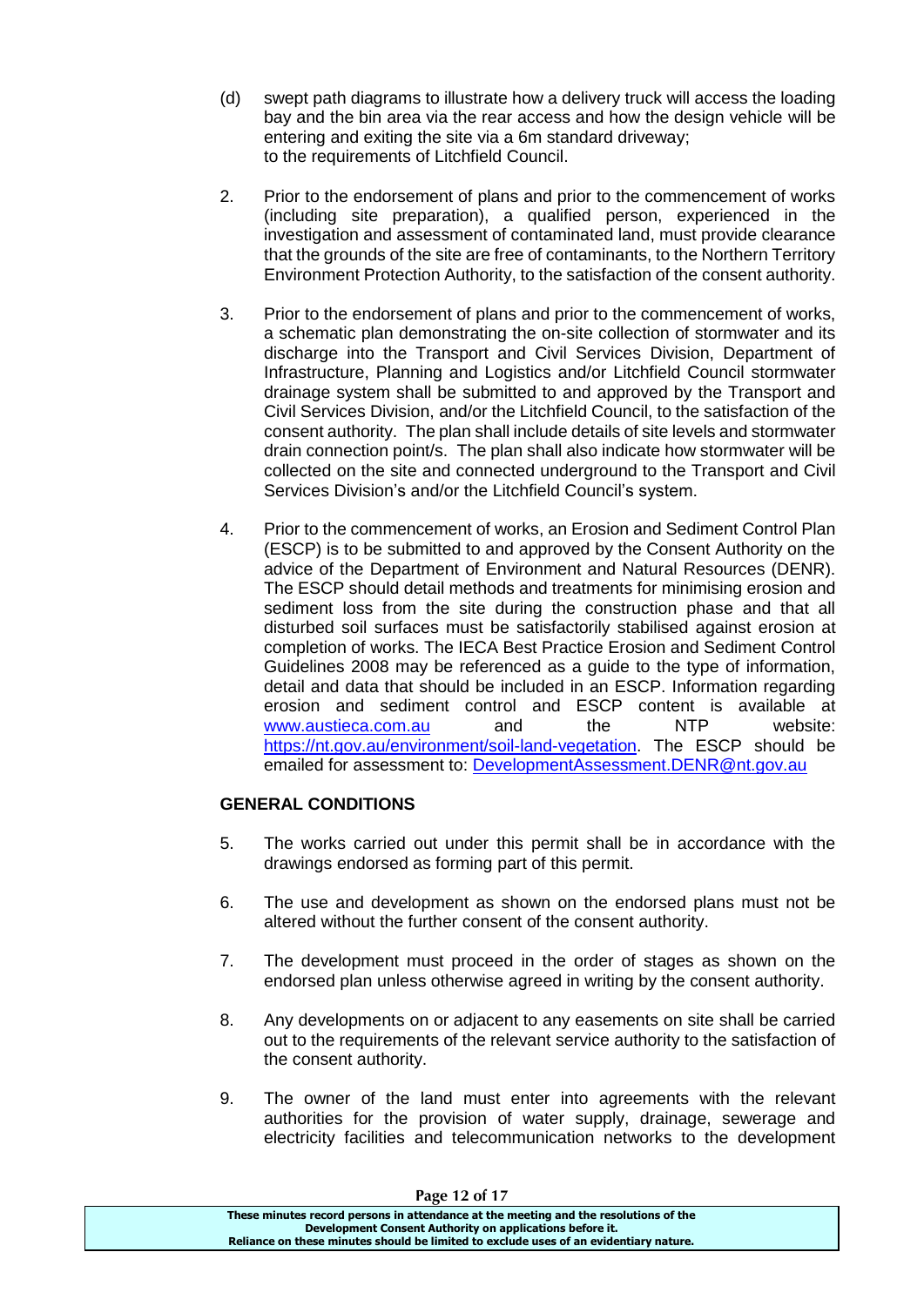(d) swept path diagrams to illustrate how a delivery truck will access the loading bay and the bin area via the rear access and how the design vehicle will be entering and exiting the site via a 6m standard driveway;
to the requirements of Litchfield Council.

2. Prior to the endorsement of plans and prior to the commencement of works (including site preparation), a qualified person, experienced in the investigation and assessment of contaminated land, must provide clearance that the grounds of the site are free of contaminants, to the Northern Territory Environment Protection Authority, to the satisfaction of the consent authority.

3. Prior to the endorsement of plans and prior to the commencement of works, a schematic plan demonstrating the on-site collection of stormwater and its discharge into the Transport and Civil Services Division, Department of Infrastructure, Planning and Logistics and/or Litchfield Council stormwater drainage system shall be submitted to and approved by the Transport and Civil Services Division, and/or the Litchfield Council, to the satisfaction of the consent authority. The plan shall include details of site levels and stormwater drain connection point/s. The plan shall also indicate how stormwater will be collected on the site and connected underground to the Transport and Civil Services Division's and/or the Litchfield Council's system.

4. Prior to the commencement of works, an Erosion and Sediment Control Plan (ESCP) is to be submitted to and approved by the Consent Authority on the advice of the Department of Environment and Natural Resources (DENR). The ESCP should detail methods and treatments for minimising erosion and sediment loss from the site during the construction phase and that all disturbed soil surfaces must be satisfactorily stabilised against erosion at completion of works. The IECA Best Practice Erosion and Sediment Control Guidelines 2008 may be referenced as a guide to the type of information, detail and data that should be included in an ESCP. Information regarding erosion and sediment control and ESCP content is available at www.austieca.com.au and the NTP website: https://nt.gov.au/environment/soil-land-vegetation. The ESCP should be emailed for assessment to: DevelopmentAssessment.DENR@nt.gov.au

**GENERAL CONDITIONS**

5. The works carried out under this permit shall be in accordance with the drawings endorsed as forming part of this permit.

6. The use and development as shown on the endorsed plans must not be altered without the further consent of the consent authority.

7. The development must proceed in the order of stages as shown on the endorsed plan unless otherwise agreed in writing by the consent authority.

8. Any developments on or adjacent to any easements on site shall be carried out to the requirements of the relevant service authority to the satisfaction of the consent authority.

9. The owner of the land must enter into agreements with the relevant authorities for the provision of water supply, drainage, sewerage and electricity facilities and telecommunication networks to the development

These minutes record persons in attendance at the meeting and the resolutions of the Development Consent Authority on applications before it.
Reliance on these minutes should be limited to exclude uses of an evidentiary nature.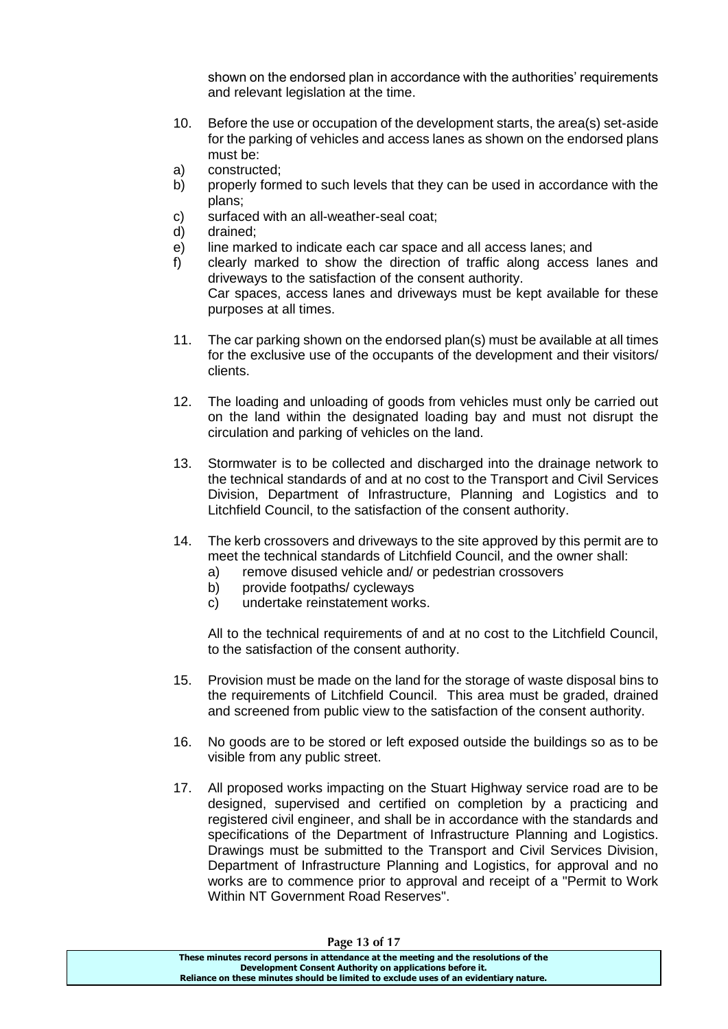shown on the endorsed plan in accordance with the authorities' requirements and relevant legislation at the time.

10. Before the use or occupation of the development starts, the area(s) set-aside for the parking of vehicles and access lanes as shown on the endorsed plans must be:

a) constructed;
b) properly formed to such levels that they can be used in accordance with the plans;
c) surfaced with an all-weather-seal coat;
d) drained;
e) line marked to indicate each car space and all access lanes; and
f) clearly marked to show the direction of traffic along access lanes and driveways to the satisfaction of the consent authority.

Car spaces, access lanes and driveways must be kept available for these purposes at all times.

11. The car parking shown on the endorsed plan(s) must be available at all times for the exclusive use of the occupants of the development and their visitors/ clients.

12. The loading and unloading of goods from vehicles must only be carried out on the land within the designated loading bay and must not disrupt the circulation and parking of vehicles on the land.

13. Stormwater is to be collected and discharged into the drainage network to the technical standards of and at no cost to the Transport and Civil Services Division, Department of Infrastructure, Planning and Logistics and to Litchfield Council, to the satisfaction of the consent authority.

14. The kerb crossovers and driveways to the site approved by this permit are to meet the technical standards of Litchfield Council, and the owner shall:
    a) remove disused vehicle and/ or pedestrian crossovers
    b) provide footpaths/ cycleways
    c) undertake reinstatement works.

    All to the technical requirements of and at no cost to the Litchfield Council, to the satisfaction of the consent authority.

15. Provision must be made on the land for the storage of waste disposal bins to the requirements of Litchfield Council. This area must be graded, drained and screened from public view to the satisfaction of the consent authority.

16. No goods are to be stored or left exposed outside the buildings so as to be visible from any public street.

17. All proposed works impacting on the Stuart Highway service road are to be designed, supervised and certified on completion by a practicing and registered civil engineer, and shall be in accordance with the standards and specifications of the Department of Infrastructure Planning and Logistics. Drawings must be submitted to the Transport and Civil Services Division, Department of Infrastructure Planning and Logistics, for approval and no works are to commence prior to approval and receipt of a "Permit to Work Within NT Government Road Reserves".

These minutes record persons in attendance at the meeting and the resolutions of the Development Consent Authority on applications before it.
Reliance on these minutes should be limited to exclude uses of an evidentiary nature.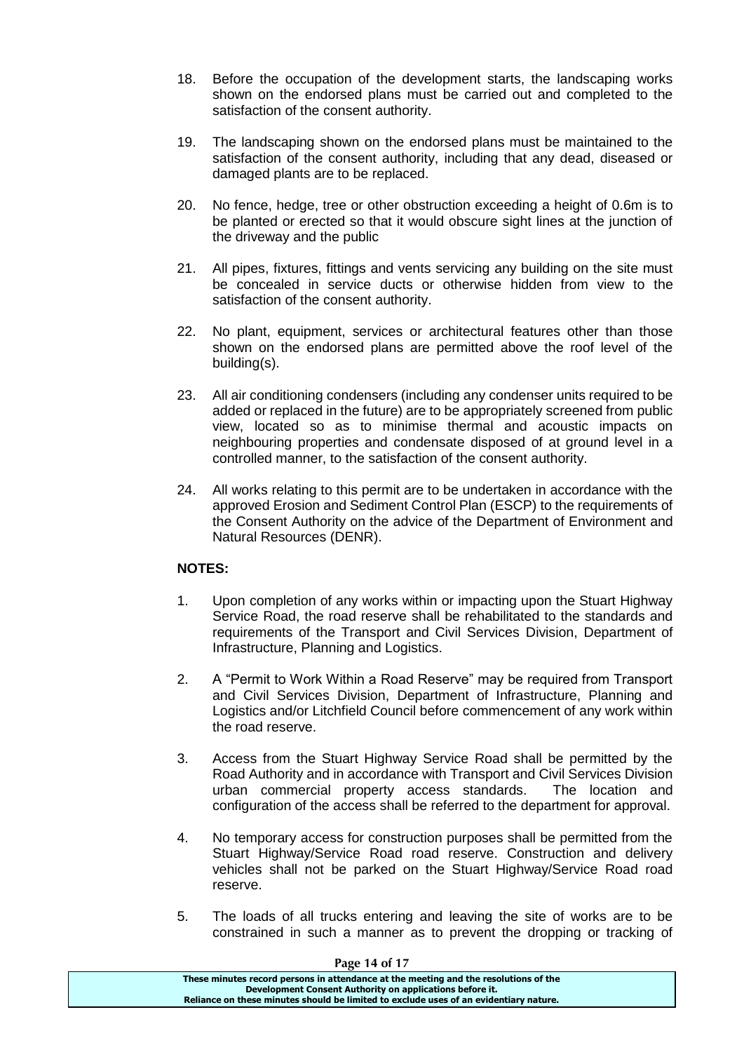18. Before the occupation of the development starts, the landscaping works shown on the endorsed plans must be carried out and completed to the satisfaction of the consent authority.

19. The landscaping shown on the endorsed plans must be maintained to the satisfaction of the consent authority, including that any dead, diseased or damaged plants are to be replaced.

20. No fence, hedge, tree or other obstruction exceeding a height of 0.6m is to be planted or erected so that it would obscure sight lines at the junction of the driveway and the public

21. All pipes, fixtures, fittings and vents servicing any building on the site must be concealed in service ducts or otherwise hidden from view to the satisfaction of the consent authority.

22. No plant, equipment, services or architectural features other than those shown on the endorsed plans are permitted above the roof level of the building(s).

23. All air conditioning condensers (including any condenser units required to be added or replaced in the future) are to be appropriately screened from public view, located so as to minimise thermal and acoustic impacts on neighbouring properties and condensate disposed of at ground level in a controlled manner, to the satisfaction of the consent authority.

24. All works relating to this permit are to be undertaken in accordance with the approved Erosion and Sediment Control Plan (ESCP) to the requirements of the Consent Authority on the advice of the Department of Environment and Natural Resources (DENR).

**NOTES:**

1. Upon completion of any works within or impacting upon the Stuart Highway Service Road, the road reserve shall be rehabilitated to the standards and requirements of the Transport and Civil Services Division, Department of Infrastructure, Planning and Logistics.

2. A "Permit to Work Within a Road Reserve" may be required from Transport and Civil Services Division, Department of Infrastructure, Planning and Logistics and/or Litchfield Council before commencement of any work within the road reserve.

3. Access from the Stuart Highway Service Road shall be permitted by the Road Authority and in accordance with Transport and Civil Services Division urban commercial property access standards. The location and configuration of the access shall be referred to the department for approval.

4. No temporary access for construction purposes shall be permitted from the Stuart Highway/Service Road road reserve. Construction and delivery vehicles shall not be parked on the Stuart Highway/Service Road road reserve.

5. The loads of all trucks entering and leaving the site of works are to be constrained in such a manner as to prevent the dropping or tracking of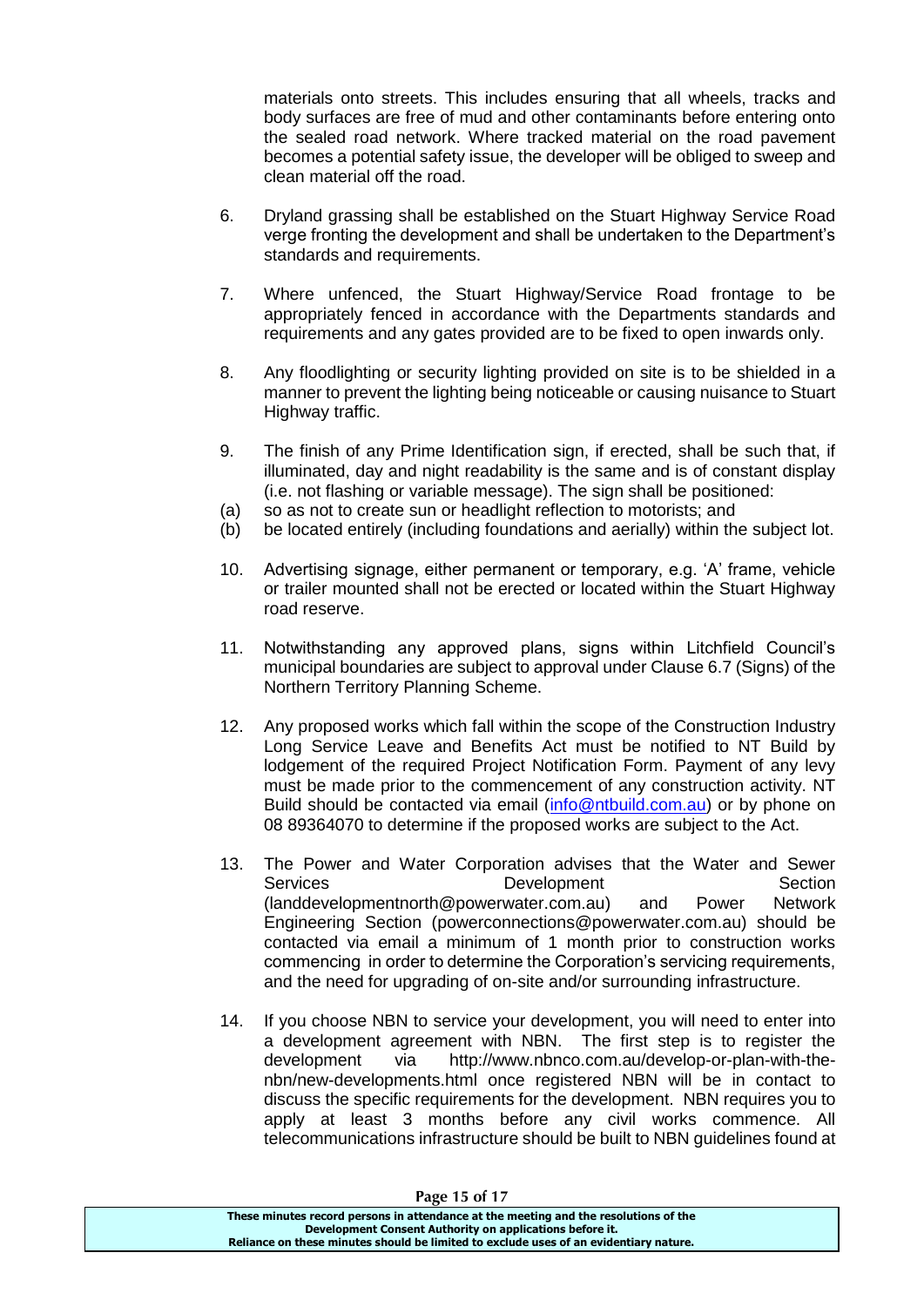materials onto streets. This includes ensuring that all wheels, tracks and body surfaces are free of mud and other contaminants before entering onto the sealed road network. Where tracked material on the road pavement becomes a potential safety issue, the developer will be obliged to sweep and clean material off the road.

6. Dryland grassing shall be established on the Stuart Highway Service Road verge fronting the development and shall be undertaken to the Department's standards and requirements.

7. Where unfenced, the Stuart Highway/Service Road frontage to be appropriately fenced in accordance with the Departments standards and requirements and any gates provided are to be fixed to open inwards only.

8. Any floodlighting or security lighting provided on site is to be shielded in a manner to prevent the lighting being noticeable or causing nuisance to Stuart Highway traffic.

9. The finish of any Prime Identification sign, if erected, shall be such that, if illuminated, day and night readability is the same and is of constant display (i.e. not flashing or variable message). The sign shall be positioned:
   (a) so as not to create sun or headlight reflection to motorists; and
   (b) be located entirely (including foundations and aerially) within the subject lot.

10. Advertising signage, either permanent or temporary, e.g. 'A' frame, vehicle or trailer mounted shall not be erected or located within the Stuart Highway road reserve.

11. Notwithstanding any approved plans, signs within Litchfield Council's municipal boundaries are subject to approval under Clause 6.7 (Signs) of the Northern Territory Planning Scheme.

12. Any proposed works which fall within the scope of the Construction Industry Long Service Leave and Benefits Act must be notified to NT Build by lodgement of the required Project Notification Form. Payment of any levy must be made prior to the commencement of any construction activity. NT Build should be contacted via email (info@ntbuild.com.au) or by phone on 08 89364070 to determine if the proposed works are subject to the Act.

13. The Power and Water Corporation advises that the Water and Sewer Services Development Section (landdevelopmentnorth@powerwater.com.au) and Power Network Engineering Section (powerconnections@powerwater.com.au) should be contacted via email a minimum of 1 month prior to construction works commencing in order to determine the Corporation's servicing requirements, and the need for upgrading of on-site and/or surrounding infrastructure.

14. If you choose NBN to service your development, you will need to enter into a development agreement with NBN. The first step is to register the development via http://www.nbnco.com.au/develop-or-plan-with-the-nbn/new-developments.html once registered NBN will be in contact to discuss the specific requirements for the development. NBN requires you to apply at least 3 months before any civil works commence. All telecommunications infrastructure should be built to NBN guidelines found at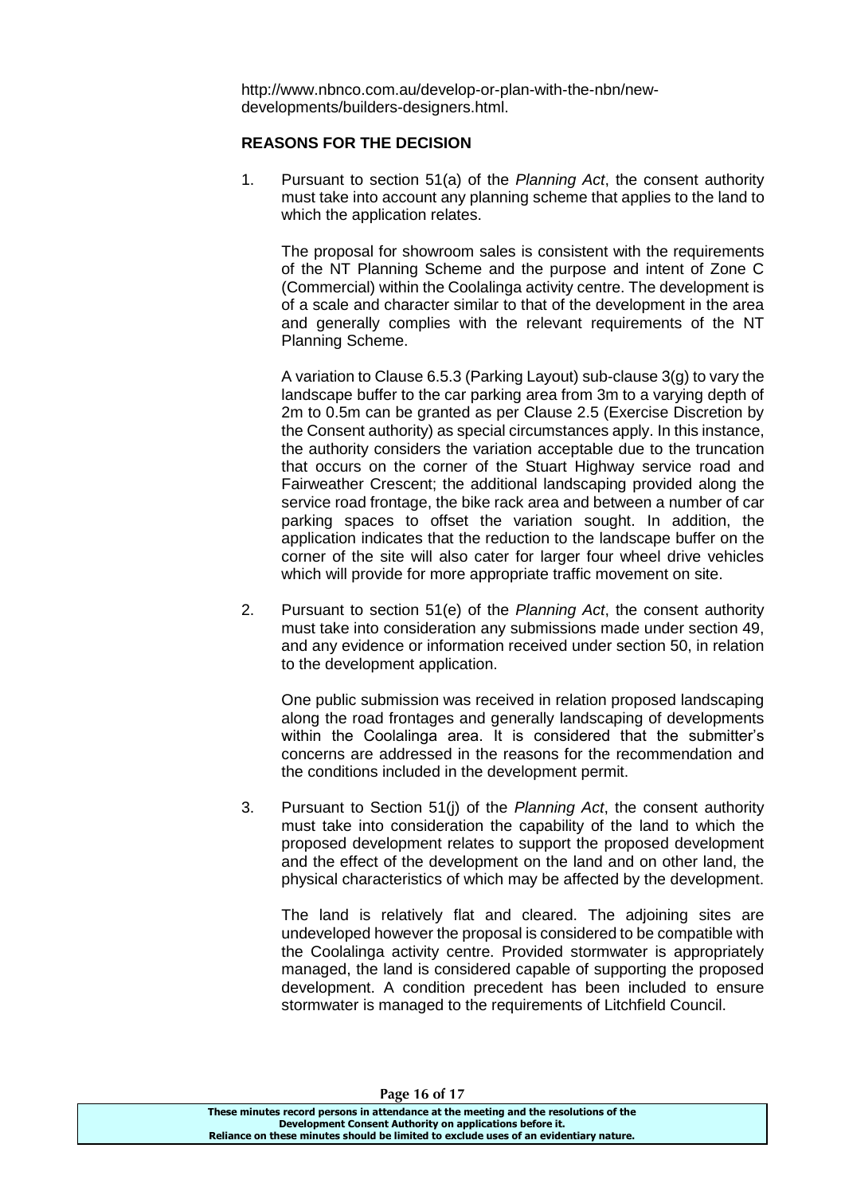http://www.nbnco.com.au/develop-or-plan-with-the-nbn/new-developments/builders-designers.html.

**REASONS FOR THE DECISION**

1. Pursuant to section 51(a) of the *Planning Act*, the consent authority must take into account any planning scheme that applies to the land to which the application relates.

   The proposal for showroom sales is consistent with the requirements of the NT Planning Scheme and the purpose and intent of Zone C (Commercial) within the Coolalinga activity centre. The development is of a scale and character similar to that of the development in the area and generally complies with the relevant requirements of the NT Planning Scheme.

   A variation to Clause 6.5.3 (Parking Layout) sub-clause 3(g) to vary the landscape buffer to the car parking area from 3m to a varying depth of 2m to 0.5m can be granted as per Clause 2.5 (Exercise Discretion by the Consent authority) as special circumstances apply. In this instance, the authority considers the variation acceptable due to the truncation that occurs on the corner of the Stuart Highway service road and Fairweather Crescent; the additional landscaping provided along the service road frontage, the bike rack area and between a number of car parking spaces to offset the variation sought. In addition, the application indicates that the reduction to the landscape buffer on the corner of the site will also cater for larger four wheel drive vehicles which will provide for more appropriate traffic movement on site.

2. Pursuant to section 51(e) of the *Planning Act*, the consent authority must take into consideration any submissions made under section 49, and any evidence or information received under section 50, in relation to the development application.

   One public submission was received in relation proposed landscaping along the road frontages and generally landscaping of developments within the Coolalinga area. It is considered that the submitter's concerns are addressed in the reasons for the recommendation and the conditions included in the development permit.

3. Pursuant to Section 51(j) of the *Planning Act*, the consent authority must take into consideration the capability of the land to which the proposed development relates to support the proposed development and the effect of the development on the land and on other land, the physical characteristics of which may be affected by the development.

   The land is relatively flat and cleared. The adjoining sites are undeveloped however the proposal is considered to be compatible with the Coolalinga activity centre. Provided stormwater is appropriately managed, the land is considered capable of supporting the proposed development. A condition precedent has been included to ensure stormwater is managed to the requirements of Litchfield Council.

**These minutes record persons in attendance at the meeting and the resolutions of the Development Consent Authority on applications before it. Reliance on these minutes should be limited to exclude uses of an evidentiary nature.**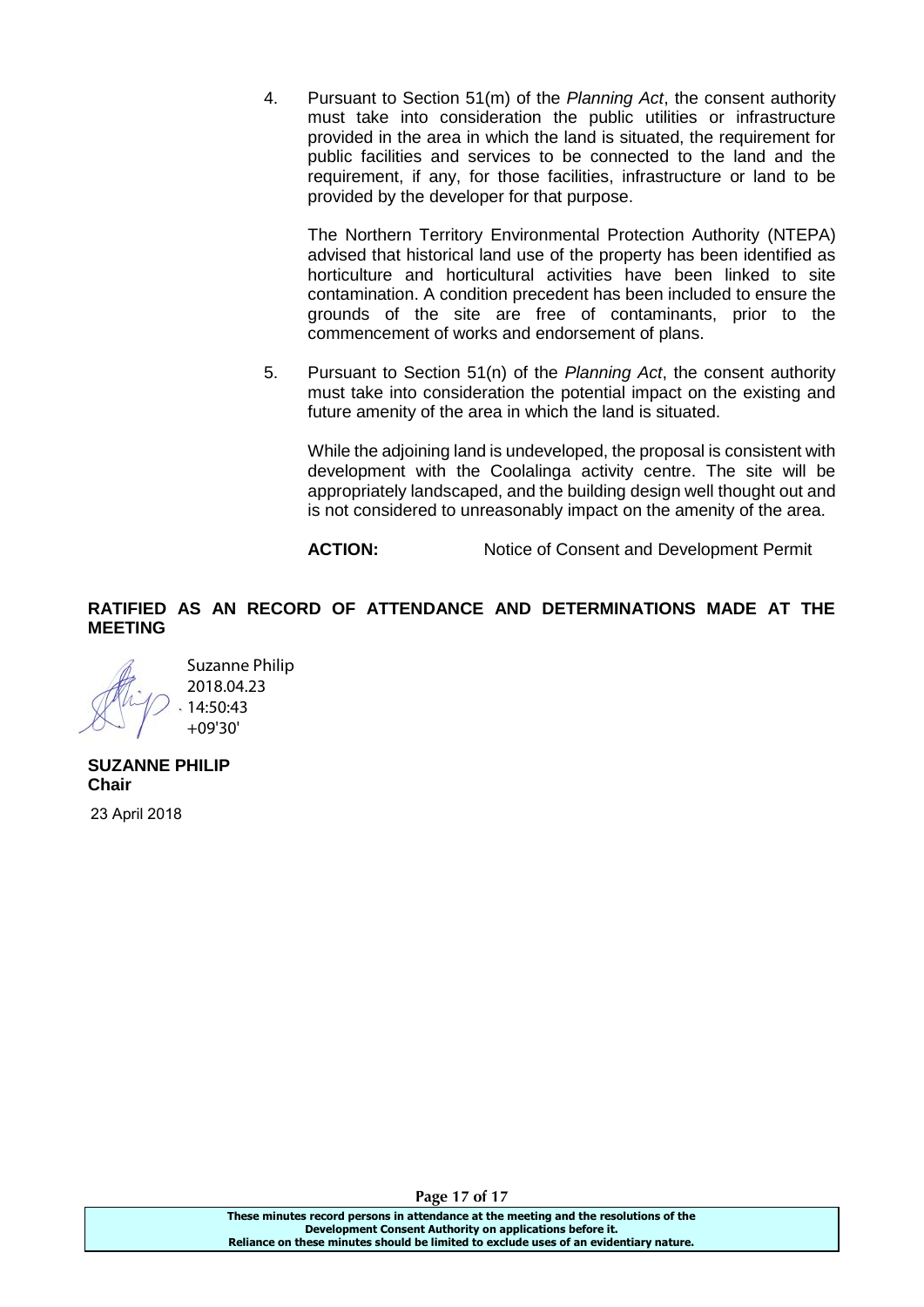4. Pursuant to Section 51(m) of the *Planning Act*, the consent authority must take into consideration the public utilities or infrastructure provided in the area in which the land is situated, the requirement for public facilities and services to be connected to the land and the requirement, if any, for those facilities, infrastructure or land to be provided by the developer for that purpose.

   The Northern Territory Environmental Protection Authority (NTEPA) advised that historical land use of the property has been identified as horticulture and horticultural activities have been linked to site contamination. A condition precedent has been included to ensure the grounds of the site are free of contaminants, prior to the commencement of works and endorsement of plans.

5. Pursuant to Section 51(n) of the *Planning Act*, the consent authority must take into consideration the potential impact on the existing and future amenity of the area in which the land is situated.

   While the adjoining land is undeveloped, the proposal is consistent with development with the Coolalinga activity centre. The site will be appropriately landscaped, and the building design well thought out and is not considered to unreasonably impact on the amenity of the area.

   **ACTION:** Notice of Consent and Development Permit

**RATIFIED AS AN RECORD OF ATTENDANCE AND DETERMINATIONS MADE AT THE MEETING**

Suzanne Philip
2018.04.23
14:50:43
+09'30'

**SUZANNE PHILIP**
**Chair**

23 April 2018

**These minutes record persons in attendance at the meeting and the resolutions of the Development Consent Authority on applications before it.**
**Reliance on these minutes should be limited to exclude uses of an evidentiary nature.**